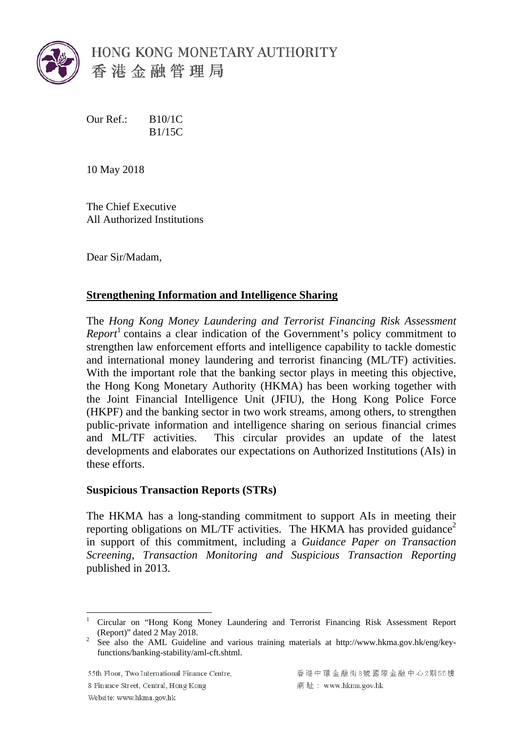HONG KONG MONETARY AUTHORITY
香港金融管理局

Our Ref.: B10/1C
B1/15C

10 May 2018

The Chief Executive
All Authorized Institutions

Dear Sir/Madam,

**Strengthening Information and Intelligence Sharing**

The *Hong Kong Money Laundering and Terrorist Financing Risk Assessment Report*[1] contains a clear indication of the Government's policy commitment to strengthen law enforcement efforts and intelligence capability to tackle domestic and international money laundering and terrorist financing (ML/TF) activities. With the important role that the banking sector plays in meeting this objective, the Hong Kong Monetary Authority (HKMA) has been working together with the Joint Financial Intelligence Unit (JFIU), the Hong Kong Police Force (HKPF) and the banking sector in two work streams, among others, to strengthen public-private information and intelligence sharing on serious financial crimes and ML/TF activities. This circular provides an update of the latest developments and elaborates our expectations on Authorized Institutions (AIs) in these efforts.

**Suspicious Transaction Reports (STRs)**

The HKMA has a long-standing commitment to support AIs in meeting their reporting obligations on ML/TF activities. The HKMA has provided guidance[2] in support of this commitment, including a *Guidance Paper on Transaction Screening, Transaction Monitoring and Suspicious Transaction Reporting* published in 2013.

---

[1] Circular on "Hong Kong Money Laundering and Terrorist Financing Risk Assessment Report (Report)" dated 2 May 2018.

[2] See also the AML Guideline and various training materials at http://www.hkma.gov.hk/eng/key-functions/banking-stability/aml-cft.shtml.

55th Floor, Two International Finance Centre, 8 Finance Street, Central, Hong Kong
Website: www.hkma.gov.hk

香港中環金融街8號國際金融中心2期55樓
網址： www.hkma.gov.hk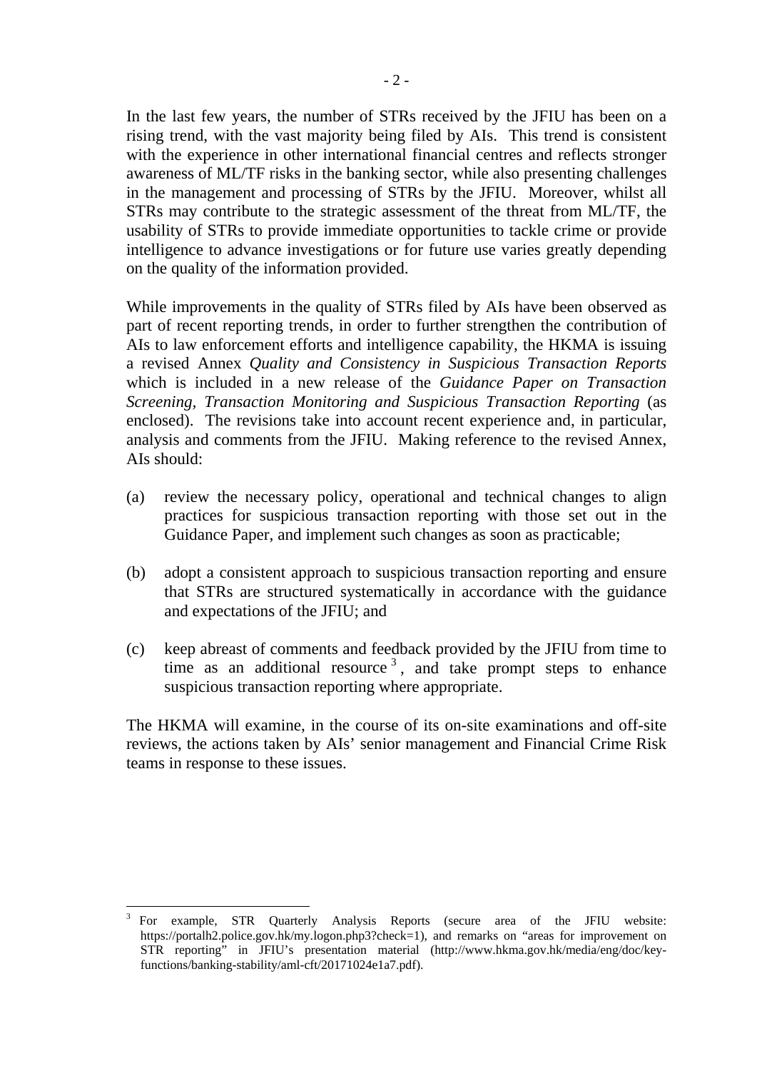In the last few years, the number of STRs received by the JFIU has been on a rising trend, with the vast majority being filed by AIs. This trend is consistent with the experience in other international financial centres and reflects stronger awareness of ML/TF risks in the banking sector, while also presenting challenges in the management and processing of STRs by the JFIU. Moreover, whilst all STRs may contribute to the strategic assessment of the threat from ML/TF, the usability of STRs to provide immediate opportunities to tackle crime or provide intelligence to advance investigations or for future use varies greatly depending on the quality of the information provided.

While improvements in the quality of STRs filed by AIs have been observed as part of recent reporting trends, in order to further strengthen the contribution of AIs to law enforcement efforts and intelligence capability, the HKMA is issuing a revised Annex *Quality and Consistency in Suspicious Transaction Reports* which is included in a new release of the *Guidance Paper on Transaction Screening, Transaction Monitoring and Suspicious Transaction Reporting* (as enclosed). The revisions take into account recent experience and, in particular, analysis and comments from the JFIU. Making reference to the revised Annex, AIs should:

(a) review the necessary policy, operational and technical changes to align practices for suspicious transaction reporting with those set out in the Guidance Paper, and implement such changes as soon as practicable;

(b) adopt a consistent approach to suspicious transaction reporting and ensure that STRs are structured systematically in accordance with the guidance and expectations of the JFIU; and

(c) keep abreast of comments and feedback provided by the JFIU from time to time as an additional resource [3], and take prompt steps to enhance suspicious transaction reporting where appropriate.

The HKMA will examine, in the course of its on-site examinations and off-site reviews, the actions taken by AIs' senior management and Financial Crime Risk teams in response to these issues.

---

[3] For example, STR Quarterly Analysis Reports (secure area of the JFIU website: https://portalh2.police.gov.hk/my.logon.php3?check=1), and remarks on "areas for improvement on STR reporting" in JFIU's presentation material (http://www.hkma.gov.hk/media/eng/doc/key-functions/banking-stability/aml-cft/20171024e1a7.pdf).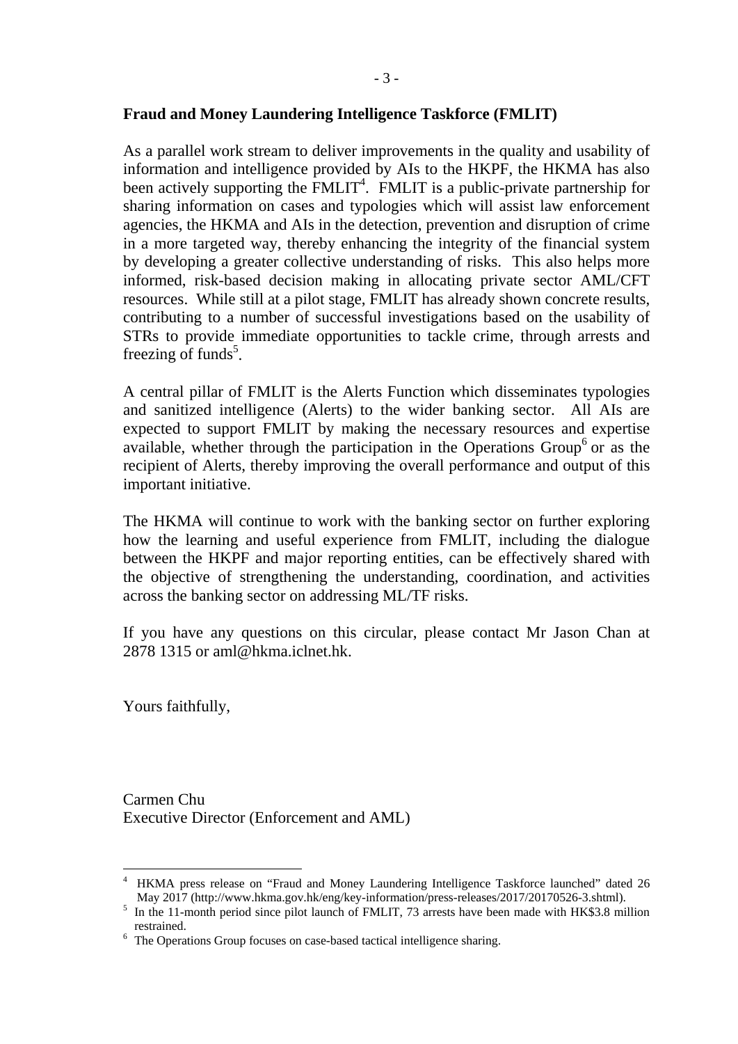**Fraud and Money Laundering Intelligence Taskforce (FMLIT)**

As a parallel work stream to deliver improvements in the quality and usability of information and intelligence provided by AIs to the HKPF, the HKMA has also been actively supporting the FMLIT[4]. FMLIT is a public-private partnership for sharing information on cases and typologies which will assist law enforcement agencies, the HKMA and AIs in the detection, prevention and disruption of crime in a more targeted way, thereby enhancing the integrity of the financial system by developing a greater collective understanding of risks. This also helps more informed, risk-based decision making in allocating private sector AML/CFT resources. While still at a pilot stage, FMLIT has already shown concrete results, contributing to a number of successful investigations based on the usability of STRs to provide immediate opportunities to tackle crime, through arrests and freezing of funds[5].

A central pillar of FMLIT is the Alerts Function which disseminates typologies and sanitized intelligence (Alerts) to the wider banking sector. All AIs are expected to support FMLIT by making the necessary resources and expertise available, whether through the participation in the Operations Group[6] or as the recipient of Alerts, thereby improving the overall performance and output of this important initiative.

The HKMA will continue to work with the banking sector on further exploring how the learning and useful experience from FMLIT, including the dialogue between the HKPF and major reporting entities, can be effectively shared with the objective of strengthening the understanding, coordination, and activities across the banking sector on addressing ML/TF risks.

If you have any questions on this circular, please contact Mr Jason Chan at 2878 1315 or aml@hkma.iclnet.hk.

Yours faithfully,

Carmen Chu
Executive Director (Enforcement and AML)

---

[4] HKMA press release on "Fraud and Money Laundering Intelligence Taskforce launched" dated 26 May 2017 (http://www.hkma.gov.hk/eng/key-information/press-releases/2017/20170526-3.shtml).

[5] In the 11-month period since pilot launch of FMLIT, 73 arrests have been made with HK$3.8 million restrained.

[6] The Operations Group focuses on case-based tactical intelligence sharing.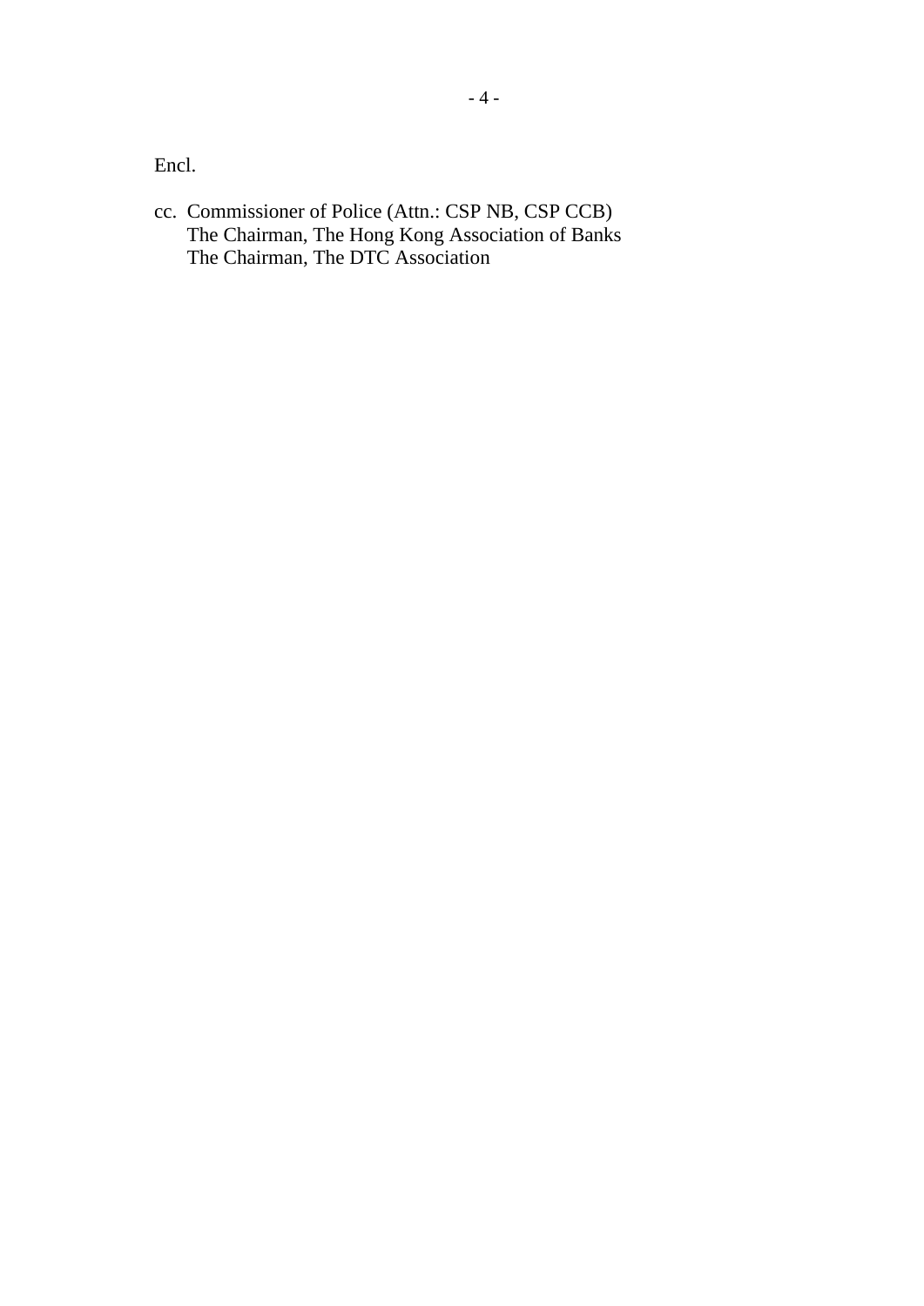Encl.

cc. Commissioner of Police (Attn.: CSP NB, CSP CCB)
The Chairman, The Hong Kong Association of Banks
The Chairman, The DTC Association